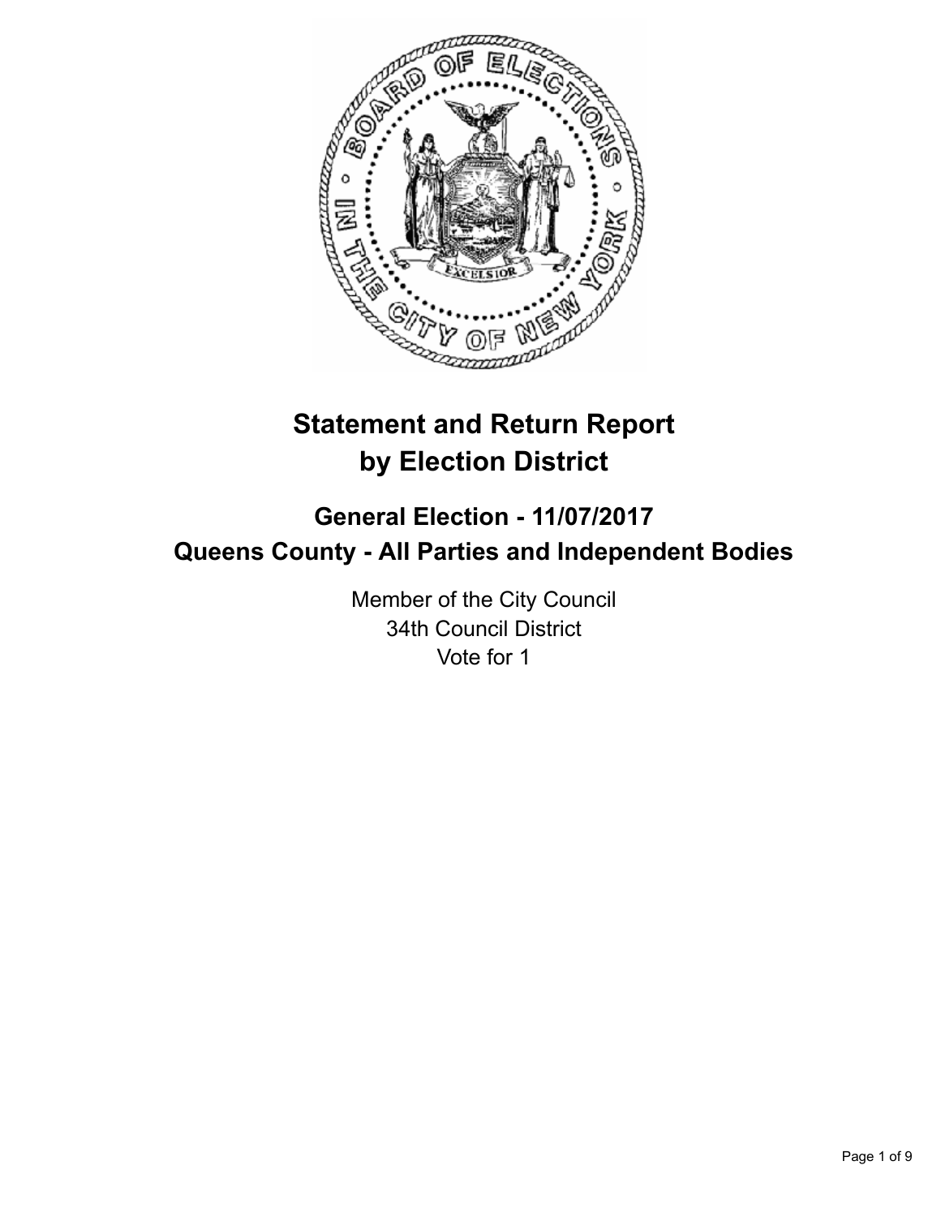# Statement and Return Report by Election District

## General Election - 11/07/2017

## Queens County - All Parties and Independent Bodies

Member of the City Council
34th Council District
Vote for 1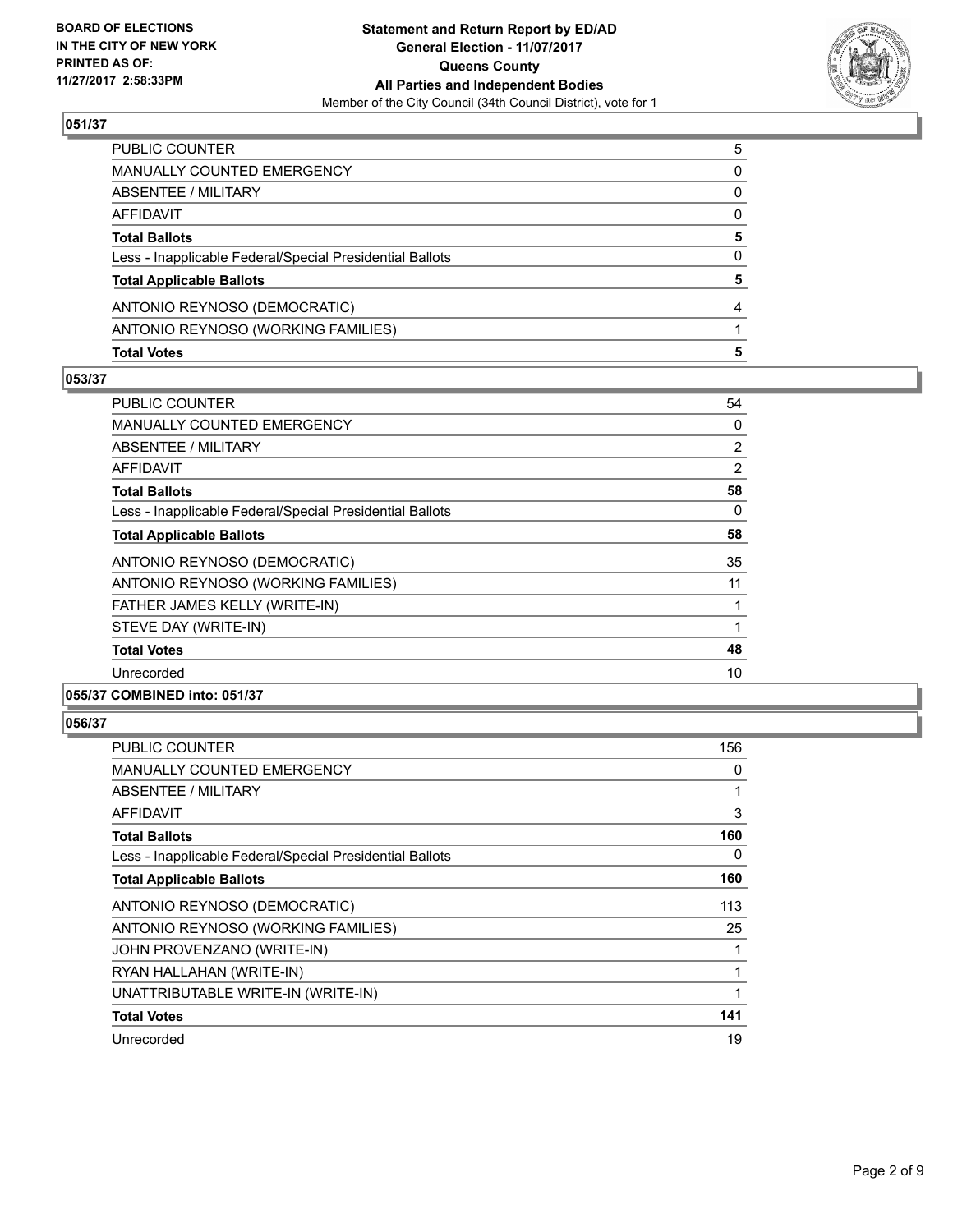**Statement and Return Report by ED/AD**
**General Election - 11/07/2017**
**Queens County**
**All Parties and Independent Bodies**
Member of the City Council (34th Council District), vote for 1

BOARD OF ELECTIONS
IN THE CITY OF NEW YORK
PRINTED AS OF:
11/27/2017 2:58:33PM

### 051/37

| | |
|---|---|
| PUBLIC COUNTER | 5 |
| MANUALLY COUNTED EMERGENCY | 0 |
| ABSENTEE / MILITARY | 0 |
| AFFIDAVIT | 0 |
| **Total Ballots** | **5** |
| Less - Inapplicable Federal/Special Presidential Ballots | 0 |
| **Total Applicable Ballots** | **5** |
| ANTONIO REYNOSO (DEMOCRATIC) | 4 |
| ANTONIO REYNOSO (WORKING FAMILIES) | 1 |
| **Total Votes** | **5** |

### 053/37

| | |
|---|---|
| PUBLIC COUNTER | 54 |
| MANUALLY COUNTED EMERGENCY | 0 |
| ABSENTEE / MILITARY | 2 |
| AFFIDAVIT | 2 |
| **Total Ballots** | **58** |
| Less - Inapplicable Federal/Special Presidential Ballots | 0 |
| **Total Applicable Ballots** | **58** |
| ANTONIO REYNOSO (DEMOCRATIC) | 35 |
| ANTONIO REYNOSO (WORKING FAMILIES) | 11 |
| FATHER JAMES KELLY (WRITE-IN) | 1 |
| STEVE DAY (WRITE-IN) | 1 |
| **Total Votes** | **48** |
| Unrecorded | 10 |

### 055/37 COMBINED into: 051/37

### 056/37

| | |
|---|---|
| PUBLIC COUNTER | 156 |
| MANUALLY COUNTED EMERGENCY | 0 |
| ABSENTEE / MILITARY | 1 |
| AFFIDAVIT | 3 |
| **Total Ballots** | **160** |
| Less - Inapplicable Federal/Special Presidential Ballots | 0 |
| **Total Applicable Ballots** | **160** |
| ANTONIO REYNOSO (DEMOCRATIC) | 113 |
| ANTONIO REYNOSO (WORKING FAMILIES) | 25 |
| JOHN PROVENZANO (WRITE-IN) | 1 |
| RYAN HALLAHAN (WRITE-IN) | 1 |
| UNATTRIBUTABLE WRITE-IN (WRITE-IN) | 1 |
| **Total Votes** | **141** |
| Unrecorded | 19 |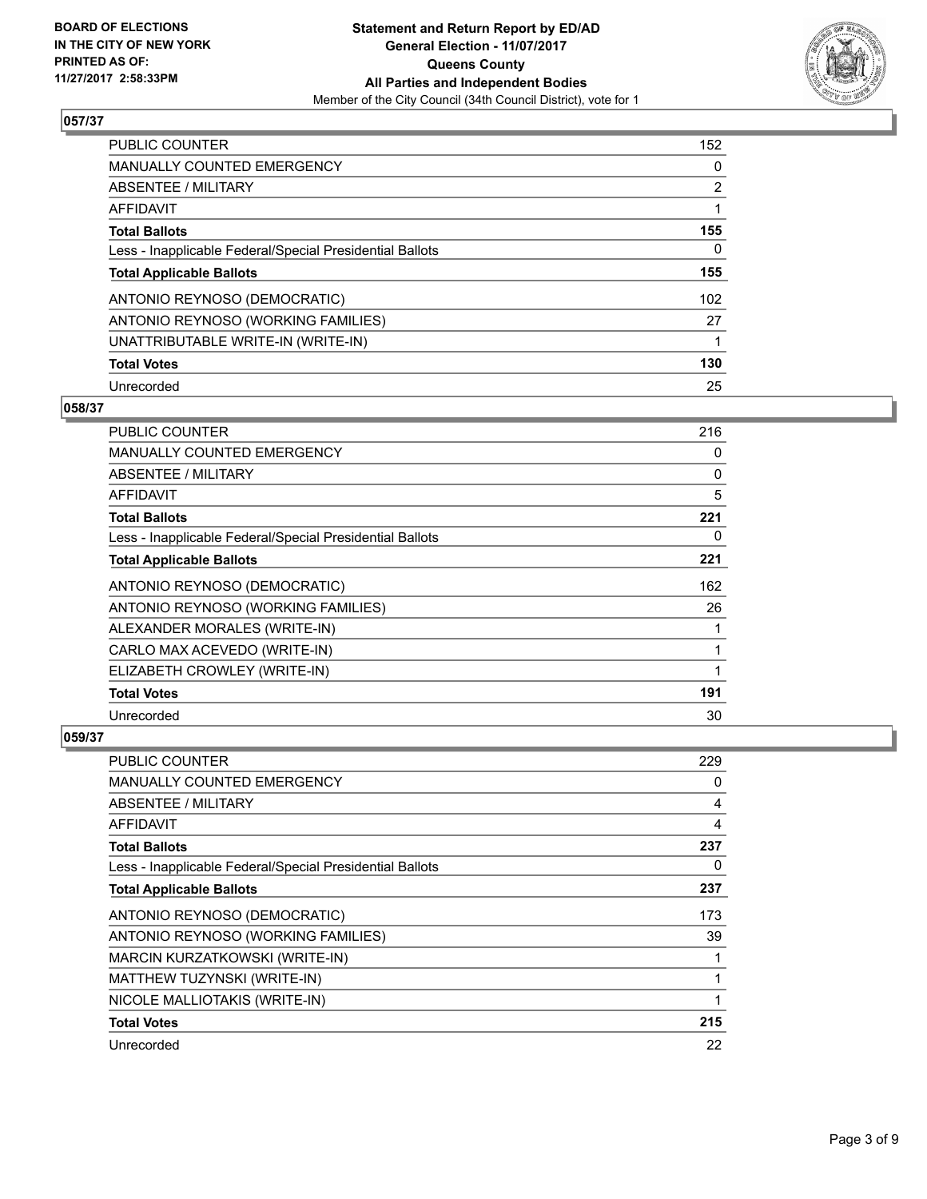### 057/37

| | |
|---|---|
| PUBLIC COUNTER | 152 |
| MANUALLY COUNTED EMERGENCY | 0 |
| ABSENTEE / MILITARY | 2 |
| AFFIDAVIT | 1 |
| **Total Ballots** | **155** |
| Less - Inapplicable Federal/Special Presidential Ballots | 0 |
| **Total Applicable Ballots** | **155** |
| ANTONIO REYNOSO (DEMOCRATIC) | 102 |
| ANTONIO REYNOSO (WORKING FAMILIES) | 27 |
| UNATTRIBUTABLE WRITE-IN (WRITE-IN) | 1 |
| **Total Votes** | **130** |
| Unrecorded | 25 |

### 058/37

| | |
|---|---|
| PUBLIC COUNTER | 216 |
| MANUALLY COUNTED EMERGENCY | 0 |
| ABSENTEE / MILITARY | 0 |
| AFFIDAVIT | 5 |
| **Total Ballots** | **221** |
| Less - Inapplicable Federal/Special Presidential Ballots | 0 |
| **Total Applicable Ballots** | **221** |
| ANTONIO REYNOSO (DEMOCRATIC) | 162 |
| ANTONIO REYNOSO (WORKING FAMILIES) | 26 |
| ALEXANDER MORALES (WRITE-IN) | 1 |
| CARLO MAX ACEVEDO (WRITE-IN) | 1 |
| ELIZABETH CROWLEY (WRITE-IN) | 1 |
| **Total Votes** | **191** |
| Unrecorded | 30 |

### 059/37

| | |
|---|---|
| PUBLIC COUNTER | 229 |
| MANUALLY COUNTED EMERGENCY | 0 |
| ABSENTEE / MILITARY | 4 |
| AFFIDAVIT | 4 |
| **Total Ballots** | **237** |
| Less - Inapplicable Federal/Special Presidential Ballots | 0 |
| **Total Applicable Ballots** | **237** |
| ANTONIO REYNOSO (DEMOCRATIC) | 173 |
| ANTONIO REYNOSO (WORKING FAMILIES) | 39 |
| MARCIN KURZATKOWSKI (WRITE-IN) | 1 |
| MATTHEW TUZYNSKI (WRITE-IN) | 1 |
| NICOLE MALLIOTAKIS (WRITE-IN) | 1 |
| **Total Votes** | **215** |
| Unrecorded | 22 |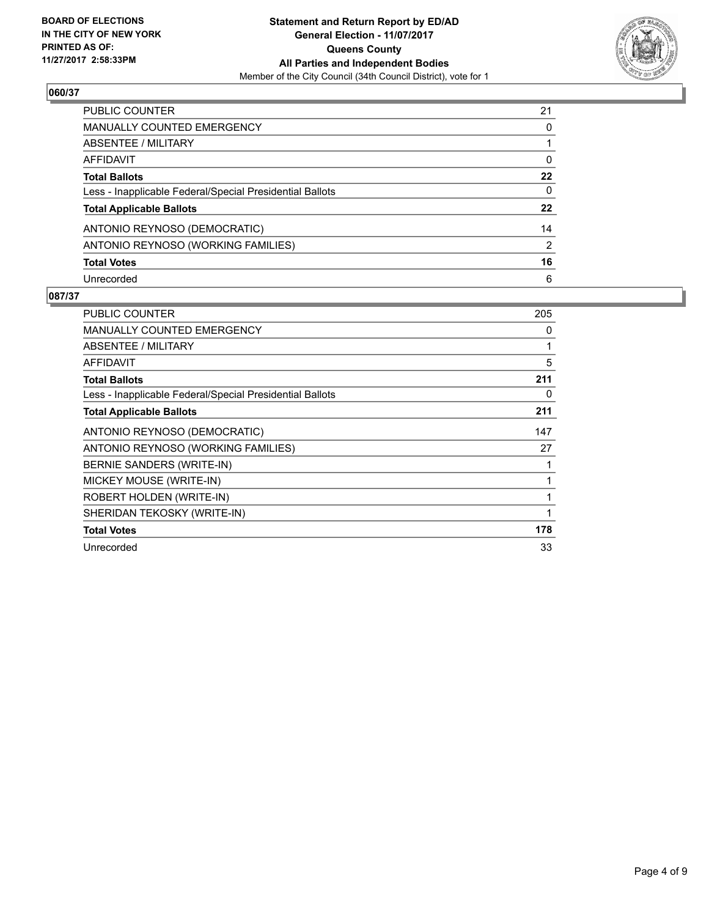**BOARD OF ELECTIONS IN THE CITY OF NEW YORK PRINTED AS OF: 11/27/2017 2:58:33PM**

**Statement and Return Report by ED/AD**
**General Election - 11/07/2017**
**Queens County**
**All Parties and Independent Bodies**
Member of the City Council (34th Council District), vote for 1

## 060/37

| | |
|---|---|
| PUBLIC COUNTER | 21 |
| MANUALLY COUNTED EMERGENCY | 0 |
| ABSENTEE / MILITARY | 1 |
| AFFIDAVIT | 0 |
| **Total Ballots** | **22** |
| Less - Inapplicable Federal/Special Presidential Ballots | 0 |
| **Total Applicable Ballots** | **22** |
| ANTONIO REYNOSO (DEMOCRATIC) | 14 |
| ANTONIO REYNOSO (WORKING FAMILIES) | 2 |
| **Total Votes** | **16** |
| Unrecorded | 6 |

## 087/37

| | |
|---|---|
| PUBLIC COUNTER | 205 |
| MANUALLY COUNTED EMERGENCY | 0 |
| ABSENTEE / MILITARY | 1 |
| AFFIDAVIT | 5 |
| **Total Ballots** | **211** |
| Less - Inapplicable Federal/Special Presidential Ballots | 0 |
| **Total Applicable Ballots** | **211** |
| ANTONIO REYNOSO (DEMOCRATIC) | 147 |
| ANTONIO REYNOSO (WORKING FAMILIES) | 27 |
| BERNIE SANDERS (WRITE-IN) | 1 |
| MICKEY MOUSE (WRITE-IN) | 1 |
| ROBERT HOLDEN (WRITE-IN) | 1 |
| SHERIDAN TEKOSKY (WRITE-IN) | 1 |
| **Total Votes** | **178** |
| Unrecorded | 33 |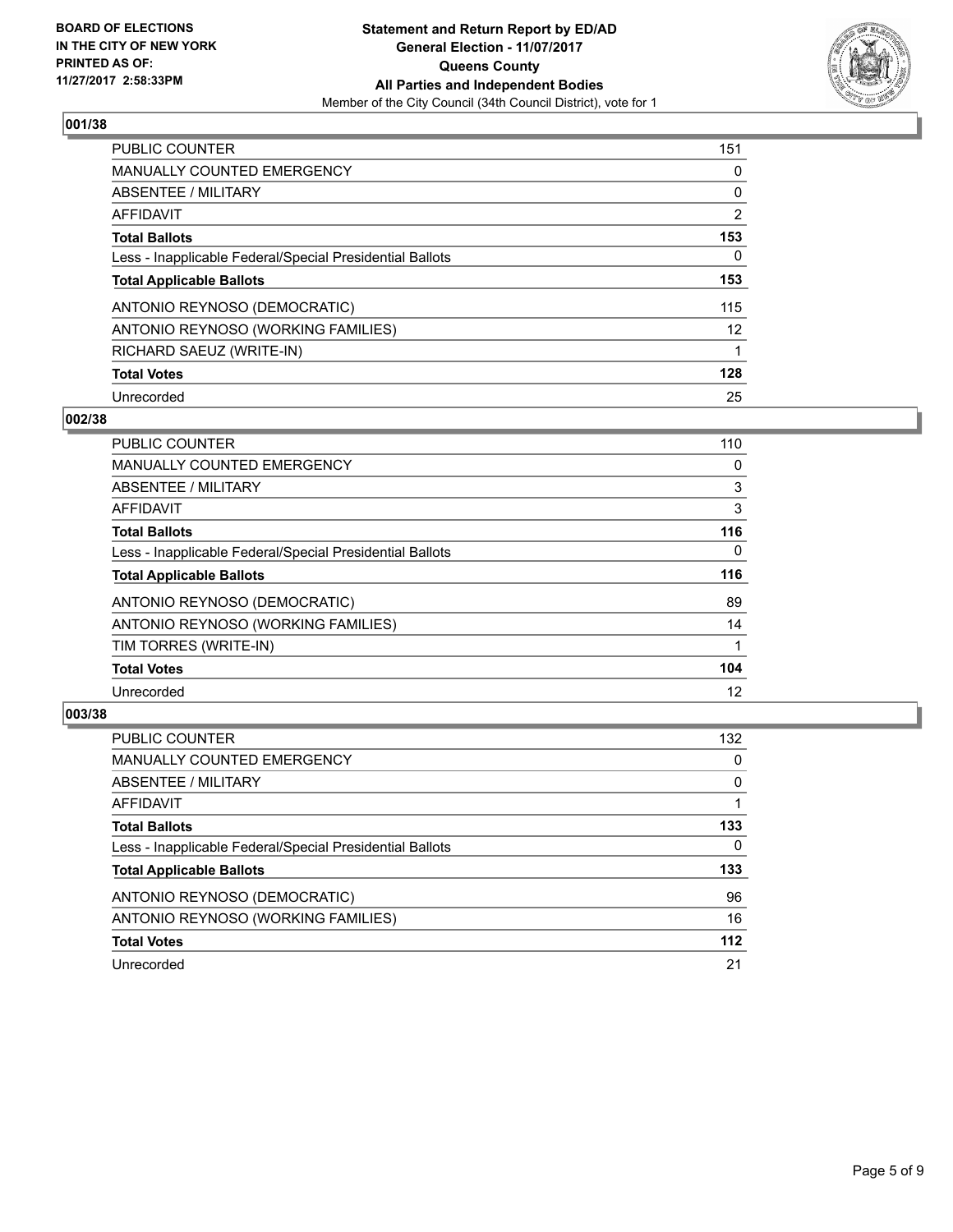**BOARD OF ELECTIONS IN THE CITY OF NEW YORK PRINTED AS OF: 11/27/2017 2:58:33PM**

**Statement and Return Report by ED/AD**
**General Election - 11/07/2017**
**Queens County**
**All Parties and Independent Bodies**
Member of the City Council (34th Council District), vote for 1

### 001/38

| | |
|---|---|
| PUBLIC COUNTER | 151 |
| MANUALLY COUNTED EMERGENCY | 0 |
| ABSENTEE / MILITARY | 0 |
| AFFIDAVIT | 2 |
| **Total Ballots** | **153** |
| Less - Inapplicable Federal/Special Presidential Ballots | 0 |
| **Total Applicable Ballots** | **153** |
| ANTONIO REYNOSO (DEMOCRATIC) | 115 |
| ANTONIO REYNOSO (WORKING FAMILIES) | 12 |
| RICHARD SAEUZ (WRITE-IN) | 1 |
| **Total Votes** | **128** |
| Unrecorded | 25 |

### 002/38

| | |
|---|---|
| PUBLIC COUNTER | 110 |
| MANUALLY COUNTED EMERGENCY | 0 |
| ABSENTEE / MILITARY | 3 |
| AFFIDAVIT | 3 |
| **Total Ballots** | **116** |
| Less - Inapplicable Federal/Special Presidential Ballots | 0 |
| **Total Applicable Ballots** | **116** |
| ANTONIO REYNOSO (DEMOCRATIC) | 89 |
| ANTONIO REYNOSO (WORKING FAMILIES) | 14 |
| TIM TORRES (WRITE-IN) | 1 |
| **Total Votes** | **104** |
| Unrecorded | 12 |

### 003/38

| | |
|---|---|
| PUBLIC COUNTER | 132 |
| MANUALLY COUNTED EMERGENCY | 0 |
| ABSENTEE / MILITARY | 0 |
| AFFIDAVIT | 1 |
| **Total Ballots** | **133** |
| Less - Inapplicable Federal/Special Presidential Ballots | 0 |
| **Total Applicable Ballots** | **133** |
| ANTONIO REYNOSO (DEMOCRATIC) | 96 |
| ANTONIO REYNOSO (WORKING FAMILIES) | 16 |
| **Total Votes** | **112** |
| Unrecorded | 21 |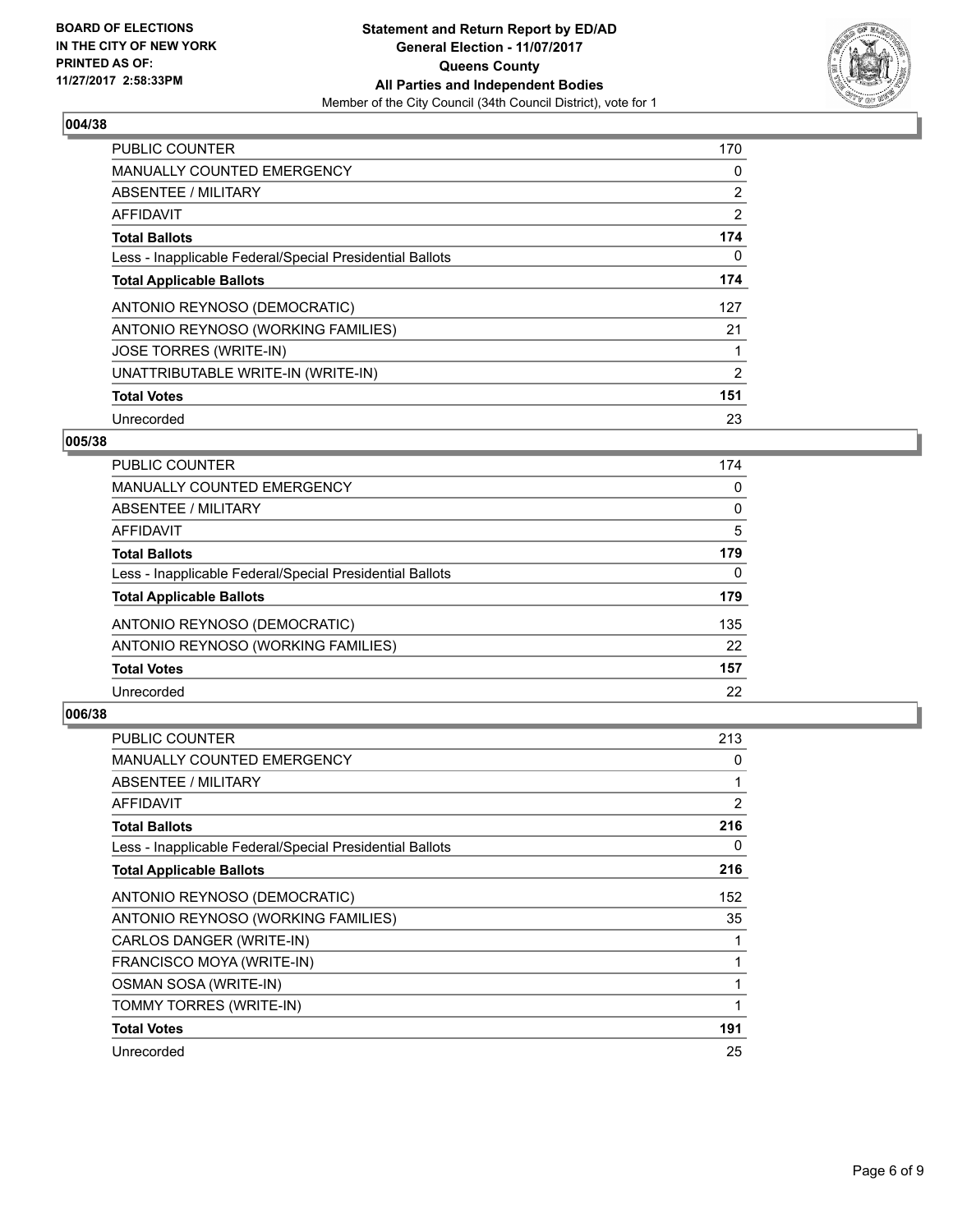BOARD OF ELECTIONS
IN THE CITY OF NEW YORK
PRINTED AS OF:
11/27/2017 2:58:33PM

**Statement and Return Report by ED/AD**
**General Election - 11/07/2017**
**Queens County**
**All Parties and Independent Bodies**
Member of the City Council (34th Council District), vote for 1

## 004/38

| | |
|---|---|
| PUBLIC COUNTER | 170 |
| MANUALLY COUNTED EMERGENCY | 0 |
| ABSENTEE / MILITARY | 2 |
| AFFIDAVIT | 2 |
| **Total Ballots** | **174** |
| Less - Inapplicable Federal/Special Presidential Ballots | 0 |
| **Total Applicable Ballots** | **174** |
| ANTONIO REYNOSO (DEMOCRATIC) | 127 |
| ANTONIO REYNOSO (WORKING FAMILIES) | 21 |
| JOSE TORRES (WRITE-IN) | 1 |
| UNATTRIBUTABLE WRITE-IN (WRITE-IN) | 2 |
| **Total Votes** | **151** |
| Unrecorded | 23 |

## 005/38

| | |
|---|---|
| PUBLIC COUNTER | 174 |
| MANUALLY COUNTED EMERGENCY | 0 |
| ABSENTEE / MILITARY | 0 |
| AFFIDAVIT | 5 |
| **Total Ballots** | **179** |
| Less - Inapplicable Federal/Special Presidential Ballots | 0 |
| **Total Applicable Ballots** | **179** |
| ANTONIO REYNOSO (DEMOCRATIC) | 135 |
| ANTONIO REYNOSO (WORKING FAMILIES) | 22 |
| **Total Votes** | **157** |
| Unrecorded | 22 |

## 006/38

| | |
|---|---|
| PUBLIC COUNTER | 213 |
| MANUALLY COUNTED EMERGENCY | 0 |
| ABSENTEE / MILITARY | 1 |
| AFFIDAVIT | 2 |
| **Total Ballots** | **216** |
| Less - Inapplicable Federal/Special Presidential Ballots | 0 |
| **Total Applicable Ballots** | **216** |
| ANTONIO REYNOSO (DEMOCRATIC) | 152 |
| ANTONIO REYNOSO (WORKING FAMILIES) | 35 |
| CARLOS DANGER (WRITE-IN) | 1 |
| FRANCISCO MOYA (WRITE-IN) | 1 |
| OSMAN SOSA (WRITE-IN) | 1 |
| TOMMY TORRES (WRITE-IN) | 1 |
| **Total Votes** | **191** |
| Unrecorded | 25 |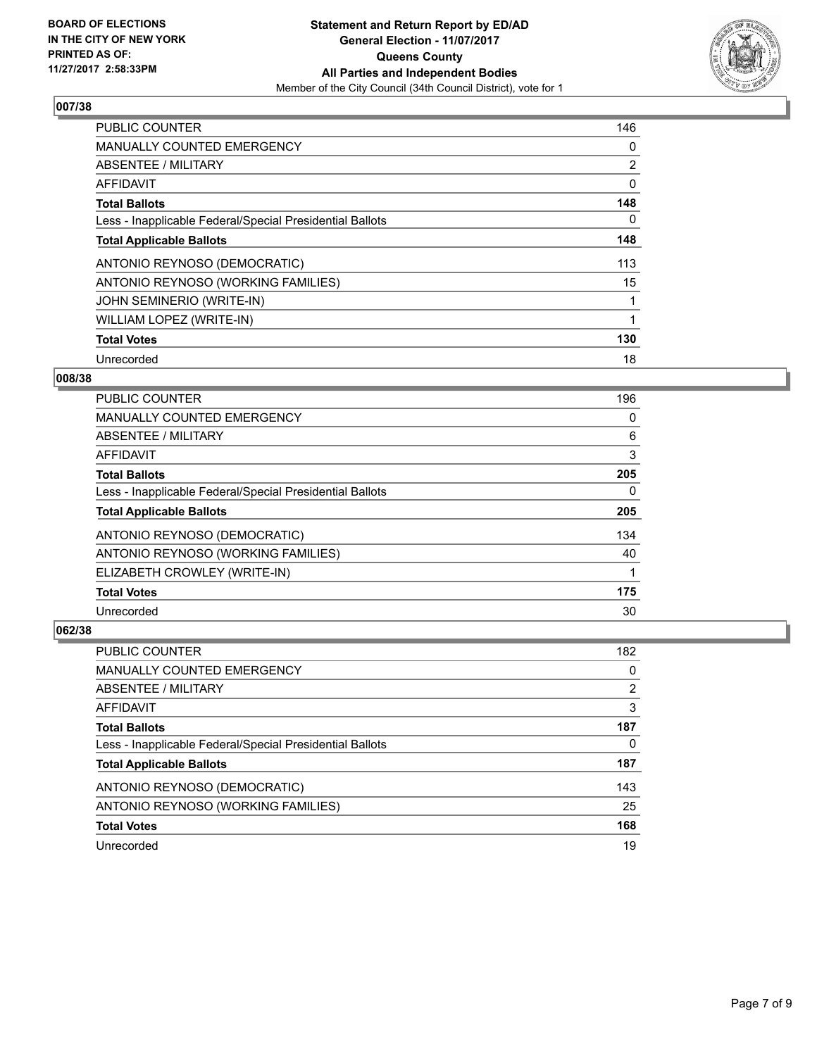**BOARD OF ELECTIONS IN THE CITY OF NEW YORK PRINTED AS OF: 11/27/2017 2:58:33PM**

**Statement and Return Report by ED/AD**
**General Election - 11/07/2017**
**Queens County**
**All Parties and Independent Bodies**
Member of the City Council (34th Council District), vote for 1

## 007/38

| | |
|---|---|
| PUBLIC COUNTER | 146 |
| MANUALLY COUNTED EMERGENCY | 0 |
| ABSENTEE / MILITARY | 2 |
| AFFIDAVIT | 0 |
| **Total Ballots** | **148** |
| Less - Inapplicable Federal/Special Presidential Ballots | 0 |
| **Total Applicable Ballots** | **148** |
| ANTONIO REYNOSO (DEMOCRATIC) | 113 |
| ANTONIO REYNOSO (WORKING FAMILIES) | 15 |
| JOHN SEMINERIO (WRITE-IN) | 1 |
| WILLIAM LOPEZ (WRITE-IN) | 1 |
| **Total Votes** | **130** |
| Unrecorded | 18 |

## 008/38

| | |
|---|---|
| PUBLIC COUNTER | 196 |
| MANUALLY COUNTED EMERGENCY | 0 |
| ABSENTEE / MILITARY | 6 |
| AFFIDAVIT | 3 |
| **Total Ballots** | **205** |
| Less - Inapplicable Federal/Special Presidential Ballots | 0 |
| **Total Applicable Ballots** | **205** |
| ANTONIO REYNOSO (DEMOCRATIC) | 134 |
| ANTONIO REYNOSO (WORKING FAMILIES) | 40 |
| ELIZABETH CROWLEY (WRITE-IN) | 1 |
| **Total Votes** | **175** |
| Unrecorded | 30 |

## 062/38

| | |
|---|---|
| PUBLIC COUNTER | 182 |
| MANUALLY COUNTED EMERGENCY | 0 |
| ABSENTEE / MILITARY | 2 |
| AFFIDAVIT | 3 |
| **Total Ballots** | **187** |
| Less - Inapplicable Federal/Special Presidential Ballots | 0 |
| **Total Applicable Ballots** | **187** |
| ANTONIO REYNOSO (DEMOCRATIC) | 143 |
| ANTONIO REYNOSO (WORKING FAMILIES) | 25 |
| **Total Votes** | **168** |
| Unrecorded | 19 |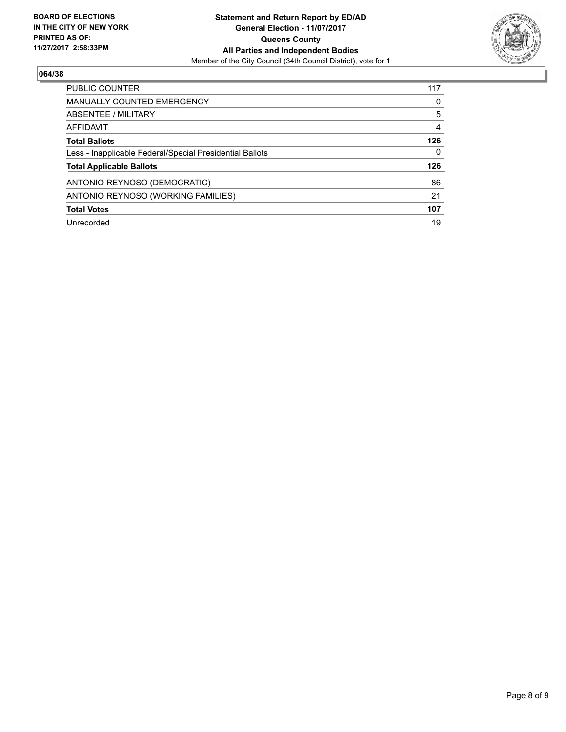BOARD OF ELECTIONS
IN THE CITY OF NEW YORK
PRINTED AS OF:
11/27/2017 2:58:33PM

**Statement and Return Report by ED/AD**
**General Election - 11/07/2017**
**Queens County**
**All Parties and Independent Bodies**
Member of the City Council (34th Council District), vote for 1

## 064/38

| | |
|---|---|
| PUBLIC COUNTER | 117 |
| MANUALLY COUNTED EMERGENCY | 0 |
| ABSENTEE / MILITARY | 5 |
| AFFIDAVIT | 4 |
| **Total Ballots** | **126** |
| Less - Inapplicable Federal/Special Presidential Ballots | 0 |
| **Total Applicable Ballots** | **126** |
| ANTONIO REYNOSO (DEMOCRATIC) | 86 |
| ANTONIO REYNOSO (WORKING FAMILIES) | 21 |
| **Total Votes** | **107** |
| Unrecorded | 19 |